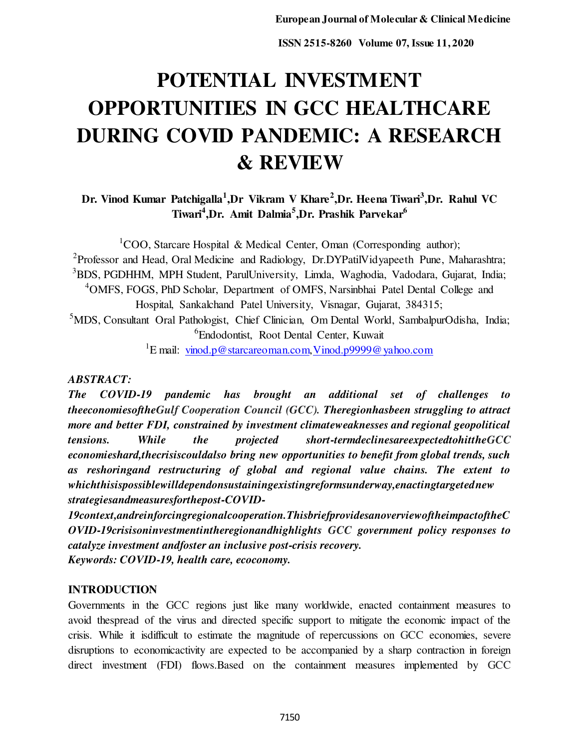# POTENTIAL INVESTMENT OPPORTUNITIES IN GCC HEALTHCARE DURING COVID PANDEMIC: A RESEARCH & REVIEW

**Dr. Vinod Kumar Patchigalla[1],Dr Vikram V Khare[2],Dr. Heena Tiwari[3],Dr. Rahul VC Tiwari[4],Dr. Amit Dalmia[5],Dr. Prashik Parvekar[6]**

[1]COO, Starcare Hospital & Medical Center, Oman (Corresponding author);
[2]Professor and Head, Oral Medicine and Radiology, Dr.DYPatilVidyapeeth Pune, Maharashtra;
[3]BDS, PGDHHM, MPH Student, ParulUniversity, Limda, Waghodia, Vadodara, Gujarat, India;
[4]OMFS, FOGS, PhD Scholar, Department of OMFS, Narsinbhai Patel Dental College and Hospital, Sankalchand Patel University, Visnagar, Gujarat, 384315;
[5]MDS, Consultant Oral Pathologist, Chief Clinician, Om Dental World, SambalpurOdisha, India;
[6]Endodontist, Root Dental Center, Kuwait
[1]E mail: vinod.p@starcareoman.com,Vinod.p9999@yahoo.com

***ABSTRACT:***

***The COVID-19 pandemic has brought an additional set of challenges to theeconomiesoftheGulf Cooperation Council (GCC). Theregionhasbeen struggling to attract more and better FDI, constrained by investment climateweaknesses and regional geopolitical tensions. While the projected short-termdeclinesareexpectedtohittheGCC economieshard,thecrisiscouldalso bring new opportunities to benefit from global trends, such as reshoringand restructuring of global and regional value chains. The extent to whichthisispossiblewilldependonsustainingexistingreformsunderway,enactingtargetednew strategiesandmeasuresforthepost-COVID-19context,andreinforcingregionalcooperation.ThisbriefprovidesanoverviewoftheimpactoftheCOVID-19crisisoninvestmentintheregionandhighlights GCC government policy responses to catalyze investment andfoster an inclusive post-crisis recovery.***

***Keywords: COVID-19, health care, ecoconomy.***

## INTRODUCTION

Governments in the GCC regions just like many worldwide, enacted containment measures to avoid thespread of the virus and directed specific support to mitigate the economic impact of the crisis. While it isdifficult to estimate the magnitude of repercussions on GCC economies, severe disruptions to economicactivity are expected to be accompanied by a sharp contraction in foreign direct investment (FDI) flows.Based on the containment measures implemented by GCC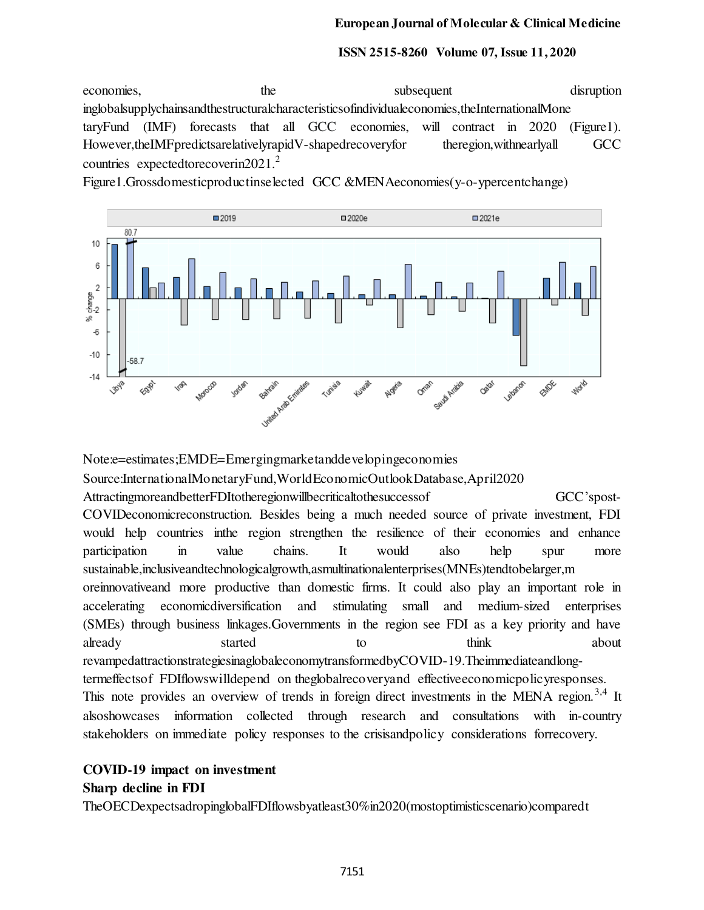economies, the subsequent disruption in global supply chains and the structural characteristics of individual economies, the International Monetary Fund (IMF) forecasts that all GCC economies, will contract in 2020 (Figure 1). However, the IMF predicts a relatively rapid V-shaped recovery for the region, with nearly all GCC countries expected to recover in 2021.[2]

Figure 1. Gross domestic product in selected GCC & MENA economies (y-o-y percent change)

Note: e=estimates; EMDE=Emerging market and developing economies

Source: International Monetary Fund, World Economic Outlook Database, April 2020

Attracting more and better FDI to the region will be critical to the success of GCC's post-COVID economic reconstruction. Besides being a much needed source of private investment, FDI would help countries in the region strengthen the resilience of their economies and enhance participation in value chains. It would also help spur more sustainable, inclusive and technological growth, as multinational enterprises (MNEs) tend to be larger, more innovative and more productive than domestic firms. It could also play an important role in accelerating economic diversification and stimulating small and medium-sized enterprises (SMEs) through business linkages. Governments in the region see FDI as a key priority and have already started to think about revamped attraction strategies in a global economy transformed by COVID-19. The immediate and long-term effects of FDI flows will depend on the global recovery and effective economic policy responses. This note provides an overview of trends in foreign direct investments in the MENA region.[3,4] It also showcases information collected through research and consultations with in-country stakeholders on immediate policy responses to the crisis and policy considerations for recovery.

## COVID-19 impact on investment

### Sharp decline in FDI

The OECD expects a drop in global FDI flows by at least 30% in 2020 (most optimistic scenario) compared t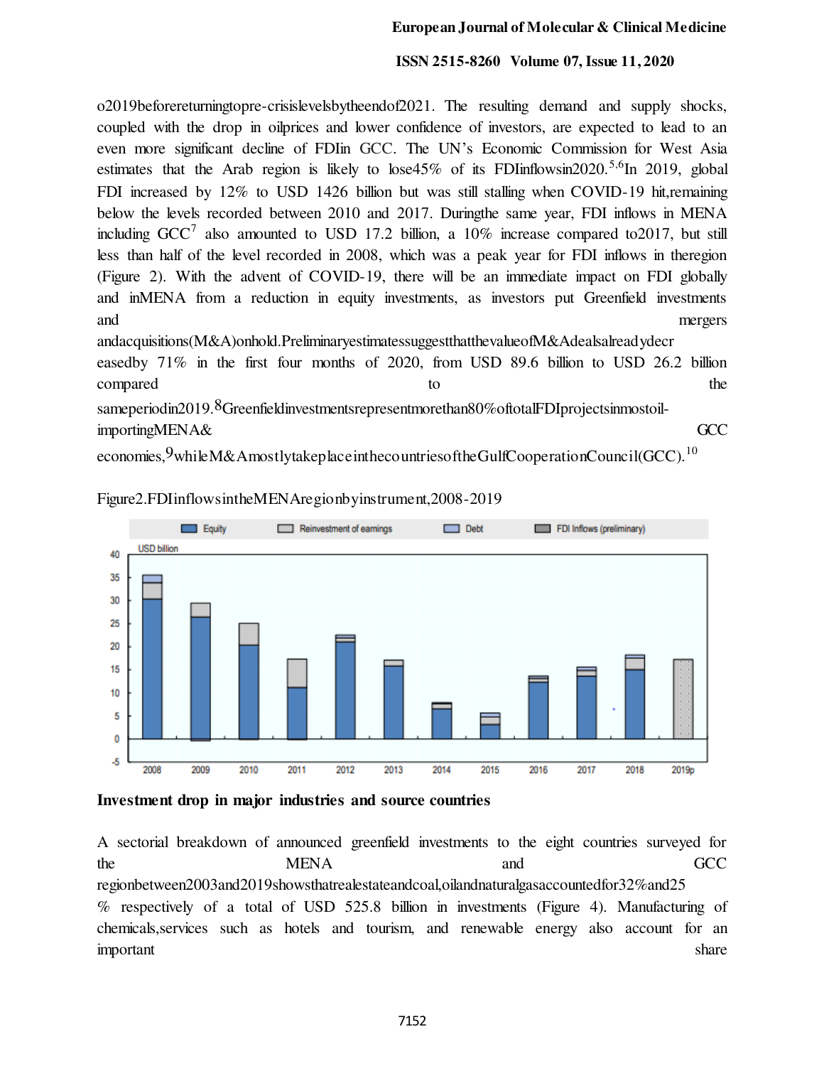o2019beforereturningtopre-crisislevelsbytheendof2021. The resulting demand and supply shocks, coupled with the drop in oilprices and lower confidence of investors, are expected to lead to an even more significant decline of FDIin GCC. The UN's Economic Commission for West Asia estimates that the Arab region is likely to lose45% of its FDIinflowsin2020.[5,6]In 2019, global FDI increased by 12% to USD 1426 billion but was still stalling when COVID-19 hit,remaining below the levels recorded between 2010 and 2017. Duringthe same year, FDI inflows in MENA including GCC[7] also amounted to USD 17.2 billion, a 10% increase compared to2017, but still less than half of the level recorded in 2008, which was a peak year for FDI inflows in theregion (Figure 2). With the advent of COVID-19, there will be an immediate impact on FDI globally and inMENA from a reduction in equity investments, as investors put Greenfield investments and mergers andacquisitions(M&A)onhold.PreliminaryestimatessuggestthatthevalueofM&Adealsalreadydecreasedby 71% in the first four months of 2020, from USD 89.6 billion to USD 26.2 billion compared to the sameperiodin2019.[8]Greenfieldinvestmentsrepresentmorethan80%oftotalFDIprojectsinmostoil-importingMENA& GCC economies,[9]whileM&AmostlytakeplaceinthecountriesoftheGulfCooperationCouncil(GCC).[10]

Figure2.FDIinflowsintheMENAregionbyinstrument,2008-2019

## Investment drop in major industries and source countries

A sectorial breakdown of announced greenfield investments to the eight countries surveyed for the MENA and GCC regionbetween2003and2019showsthatrealestateandcoal,oilandnaturalgasaccountedfor32%and25 % respectively of a total of USD 525.8 billion in investments (Figure 4). Manufacturing of chemicals,services such as hotels and tourism, and renewable energy also account for an important share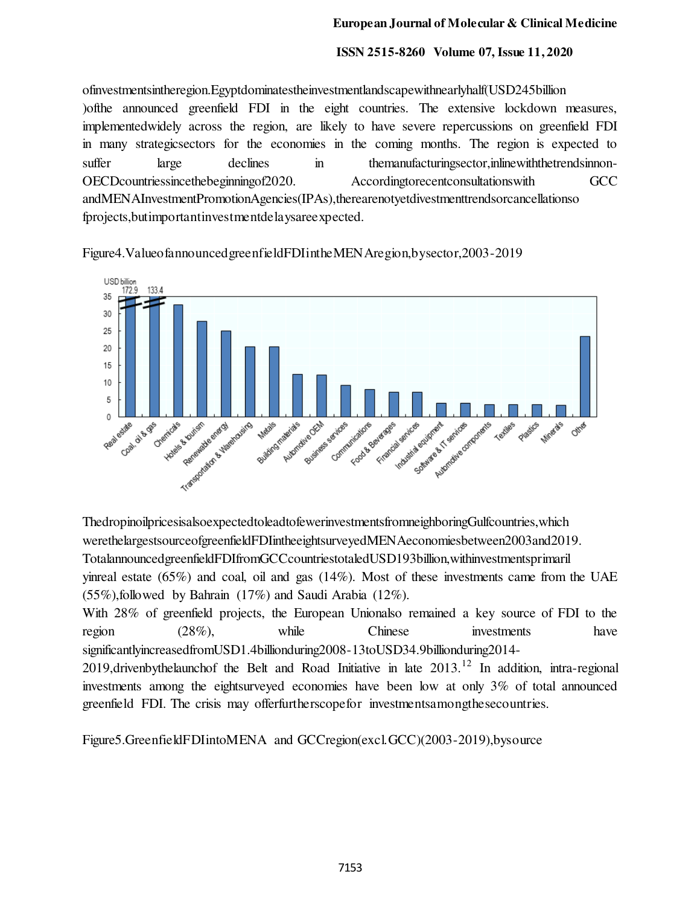ofinvestmentsintheregion.Egyptdominatestheinvestmentlandscapewithnearlyhalf(USD245billion )ofthe announced greenfield FDI in the eight countries. The extensive lockdown measures, implementedwidely across the region, are likely to have severe repercussions on greenfield FDI in many strategicsectors for the economies in the coming months. The region is expected to suffer large declines in themanufacturingsector,inlinewiththetrendsinnon-OECDcountriessincethebeginningof2020. Accordingtorecentconsultationswith GCC andMENAInvestmentPromotionAgencies(IPAs),therearenotyetdivestmenttrendsorcancellationso fprojects,butimportantinvestmentdelaysareexpected.

Figure4.ValueofannouncedgreenfieldFDIintheMENAregion,bysector,2003-2019

ThedropinoilpricesisalsoexpectedtoleadtofewerinvestmentsfromneighboringGulfcountries,which werethelargestsourceofgreenfieldFDIintheeightsurveyedMENAeconomiesbetween2003and2019. TotalannouncedgreenfieldFDIfromGCCcountriestotaledUSD193billion,withinvestmentsprimaril yinreal estate (65%) and coal, oil and gas (14%). Most of these investments came from the UAE (55%),followed by Bahrain (17%) and Saudi Arabia (12%).

With 28% of greenfield projects, the European Unionalso remained a key source of FDI to the region (28%), while Chinese investments have significantlyincreasedfromUSD1.4billionduring2008-13toUSD34.9billionduring2014-2019,drivenbythelaunchof the Belt and Road Initiative in late 2013.[12] In addition, intra-regional investments among the eightsurveyed economies have been low at only 3% of total announced greenfield FDI. The crisis may offerfurtherscopefor investmentsamongthesecountries.

Figure5.GreenfieldFDIintoMENA and GCCregion(excl.GCC)(2003-2019),bysource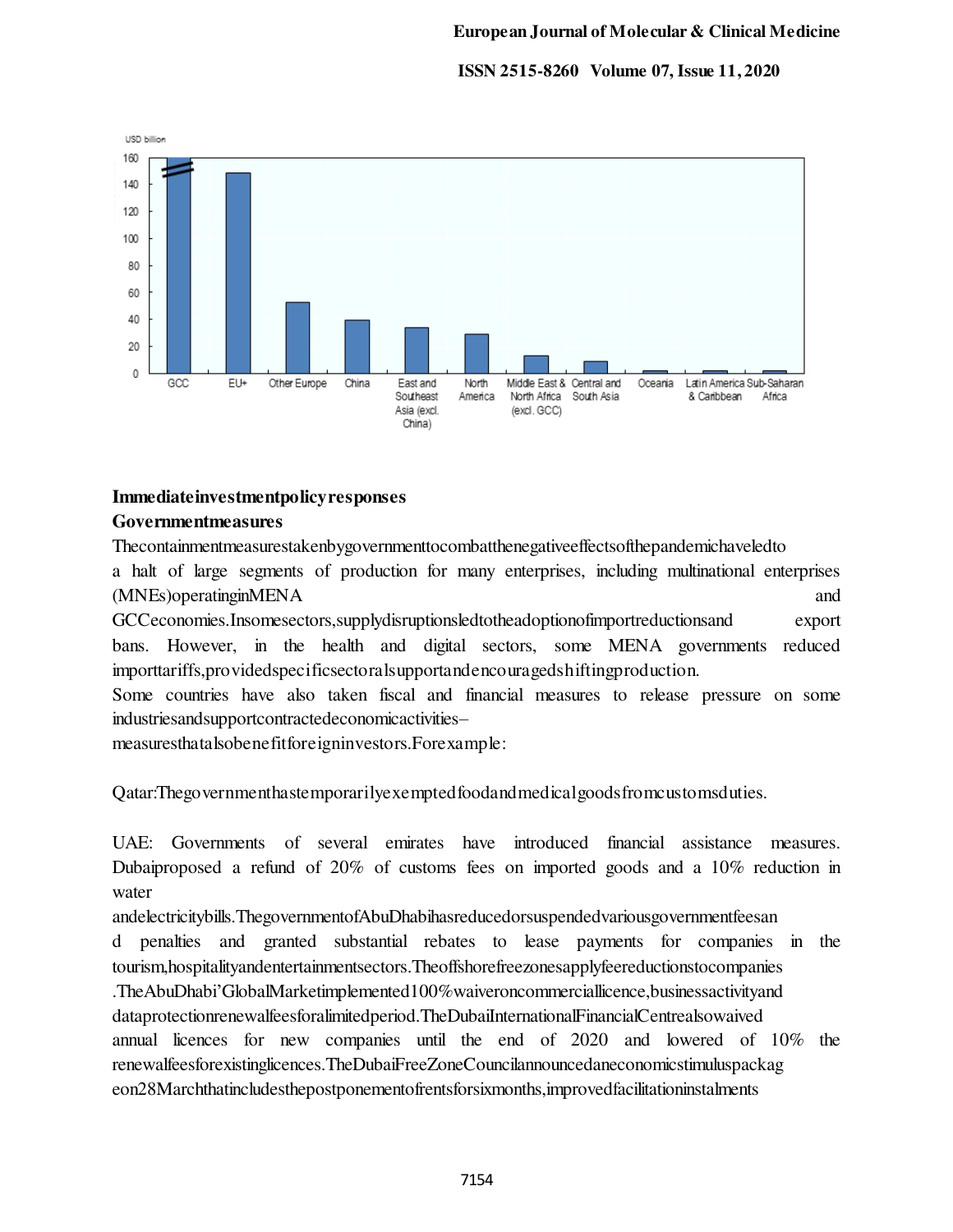## Immediate investment policy responses

### Government measures

The containment measures taken by government to combat the negative effects of the pandemic have led to a halt of large segments of production for many enterprises, including multinational enterprises (MNEs) operating in MENA and GCC economies. In some sectors, supply disruptions led to the adoption of import reductions and export bans. However, in the health and digital sectors, some MENA governments reduced import tariffs, provided specific sectoral support and encouraged shifting production.

Some countries have also taken fiscal and financial measures to release pressure on some industries and support contracted economic activities– measures that also benefit foreign investors. For example:

Qatar: The government has temporarily exempted food and medical goods from customs duties.

UAE: Governments of several emirates have introduced financial assistance measures. Dubai proposed a refund of 20% of customs fees on imported goods and a 10% reduction in water and electricity bills. The government of Abu Dhabi has reduced or suspended various government fees and penalties and granted substantial rebates to lease payments for companies in the tourism, hospitality and entertainment sectors. The offshore free zones apply fee reductions to companies. The Abu Dhabi' Global Market implemented 100% waiver on commercial licence, business activity and data protection renewal fees for a limited period. The Dubai International Financial Centre also waived annual licences for new companies until the end of 2020 and lowered of 10% the renewal fees for existing licences. The Dubai Free Zone Council announced an economic stimulus package on 28 March that includes the postponement of rents for six months, improved facilitation instalments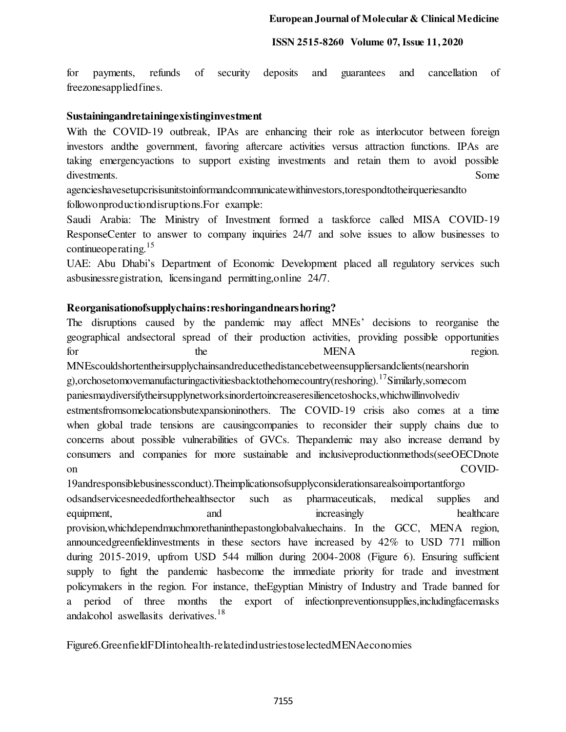for payments, refunds of security deposits and guarantees and cancellation of freezonesappliedfines.

**Sustainingandretainingexistinginvestment**

With the COVID-19 outbreak, IPAs are enhancing their role as interlocutor between foreign investors andthe government, favoring aftercare activities versus attraction functions. IPAs are taking emergencyactions to support existing investments and retain them to avoid possible divestments. Some agencieshavesetupcrisisunitstoinformandcommunicatewithinvestors,torespondtotheirqueriesandto followonproductiondisruptions.For example:

Saudi Arabia: The Ministry of Investment formed a taskforce called MISA COVID-19 ResponseCenter to answer to company inquiries 24/7 and solve issues to allow businesses to continueoperating.[15]

UAE: Abu Dhabi's Department of Economic Development placed all regulatory services such asbusinessregistration, licensingand permitting,online 24/7.

**Reorganisationofsupplychains:reshoringandnearshoring?**

The disruptions caused by the pandemic may affect MNEs' decisions to reorganise the geographical andsectoral spread of their production activities, providing possible opportunities for the MENA region. MNEscouldshortentheirsupplychainsandreducethedistancebetweensuppliersandclients(nearshoring),orchosetomovemanufacturingactivitiesbacktothehomecountry(reshoring).[17]Similarly,somecompaniesmaydiversifytheirsupplynetworksinordertoincreaseresiliencetoshocks,whichwillinvolvedivestmentsfromsomelocationsbutexpansioninothers. The COVID-19 crisis also comes at a time when global trade tensions are causingcompanies to reconsider their supply chains due to concerns about possible vulnerabilities of GVCs. Thepandemic may also increase demand by consumers and companies for more sustainable and inclusiveproductionmethods(seeOECDnote on COVID-19andresponsiblebusinessconduct).Theimplicationsofsupplyconsiderationsarealsoimportantforgoodsandservicesneededforthehealthsector such as pharmaceuticals, medical supplies and equipment, and increasingly healthcare provision,whichdependmuchmorethaninthepastonglobalvaluechains. In the GCC, MENA region, announcedgreenfieldinvestments in these sectors have increased by 42% to USD 771 million during 2015-2019, upfrom USD 544 million during 2004-2008 (Figure 6). Ensuring sufficient supply to fight the pandemic hasbecome the immediate priority for trade and investment policymakers in the region. For instance, theEgyptian Ministry of Industry and Trade banned for a period of three months the export of infectionpreventionsupplies,includingfacemasks andalcohol aswellasits derivatives.[18]

Figure6.GreenfieldFDIintohealth-relatedindustriestoselectedMENAeconomies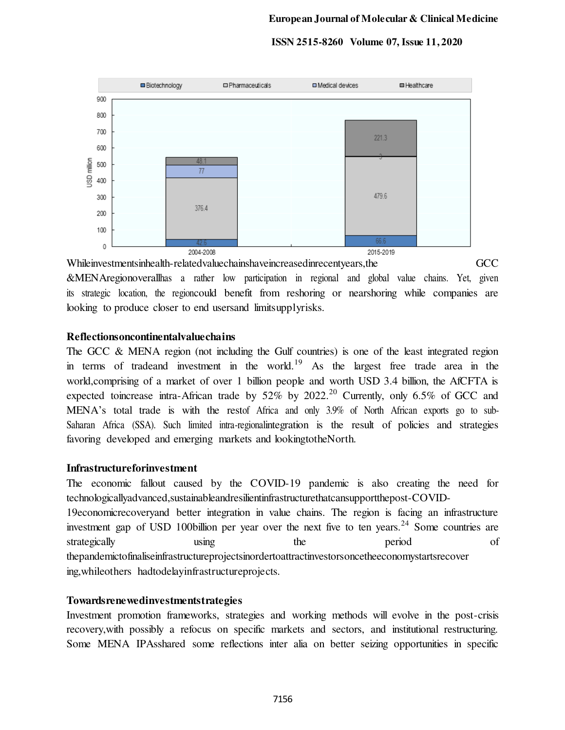While investments in health-related value chains have increased in recent years, the GCC &MENA region overall has a rather low participation in regional and global value chains. Yet, given its strategic location, the region could benefit from reshoring or nearshoring while companies are looking to produce closer to end users and limit supply risks.

**Reflections on continental value chains**

The GCC & MENA region (not including the Gulf countries) is one of the least integrated region in terms of trade and investment in the world.[19] As the largest free trade area in the world, comprising of a market of over 1 billion people and worth USD 3.4 billion, the AfCFTA is expected to increase intra-African trade by 52% by 2022.[20] Currently, only 6.5% of GCC and MENA's total trade is with the rest of Africa and only 3.9% of North African exports go to sub-Saharan Africa (SSA). Such limited intra-regional integration is the result of policies and strategies favoring developed and emerging markets and looking to the North.

**Infrastructure for investment**

The economic fallout caused by the COVID-19 pandemic is also creating the need for technologically advanced, sustainable and resilient infrastructure that can support the post-COVID-19 economic recovery and better integration in value chains. The region is facing an infrastructure investment gap of USD 100 billion per year over the next five to ten years.[24] Some countries are strategically using the period of the pandemic to finalise infrastructure projects in order to attract investors once the economy starts recovering, while others had to delay infrastructure projects.

**Towards renewed investment strategies**

Investment promotion frameworks, strategies and working methods will evolve in the post-crisis recovery, with possibly a refocus on specific markets and sectors, and institutional restructuring. Some MENA IPAs shared some reflections inter alia on better seizing opportunities in specific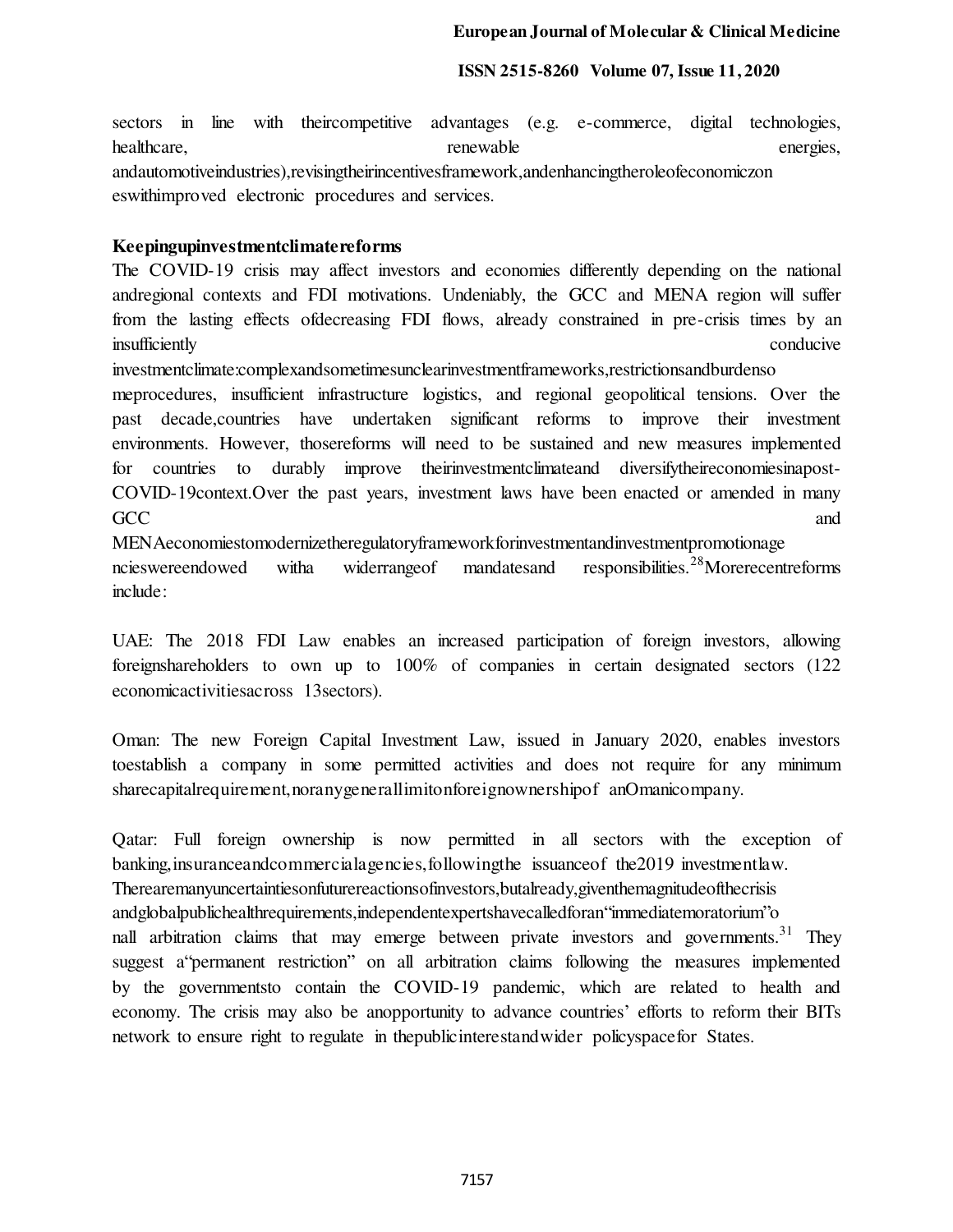sectors in line with their competitive advantages (e.g. e-commerce, digital technologies, healthcare, renewable energies, and automotive industries), revising their incentives framework, and enhancing the role of economic zones with improved electronic procedures and services.

**Keeping up investment climate reforms**

The COVID-19 crisis may affect investors and economies differently depending on the national and regional contexts and FDI motivations. Undeniably, the GCC and MENA region will suffer from the lasting effects of decreasing FDI flows, already constrained in pre-crisis times by an insufficiently conducive investment climate: complex and sometimes unclear investment frameworks, restrictions and burdensome procedures, insufficient infrastructure logistics, and regional geopolitical tensions. Over the past decade, countries have undertaken significant reforms to improve their investment environments. However, those reforms will need to be sustained and new measures implemented for countries to durably improve their investment climate and diversify their economies in a post-COVID-19 context. Over the past years, investment laws have been enacted or amended in many GCC and MENA economies to modernize the regulatory framework for investment and investment promotion agencies were endowed with a wider range of mandates and responsibilities.[28] More recent reforms include:

UAE: The 2018 FDI Law enables an increased participation of foreign investors, allowing foreign shareholders to own up to 100% of companies in certain designated sectors (122 economic activities across 13 sectors).

Oman: The new Foreign Capital Investment Law, issued in January 2020, enables investors to establish a company in some permitted activities and does not require for any minimum share capital requirement, nor any general limit on foreign ownership of an Omani company.

Qatar: Full foreign ownership is now permitted in all sectors with the exception of banking, insurance and commercial agencies, following the issuance of the 2019 investment law. There are many uncertainties on future reactions of investors, but already, given the magnitude of the crisis and global public health requirements, independent experts have called for an "immediate moratorium" on all arbitration claims that may emerge between private investors and governments.[31] They suggest a "permanent restriction" on all arbitration claims following the measures implemented by the governments to contain the COVID-19 pandemic, which are related to health and economy. The crisis may also be an opportunity to advance countries' efforts to reform their BITs network to ensure right to regulate in the public interest and wider policy space for States.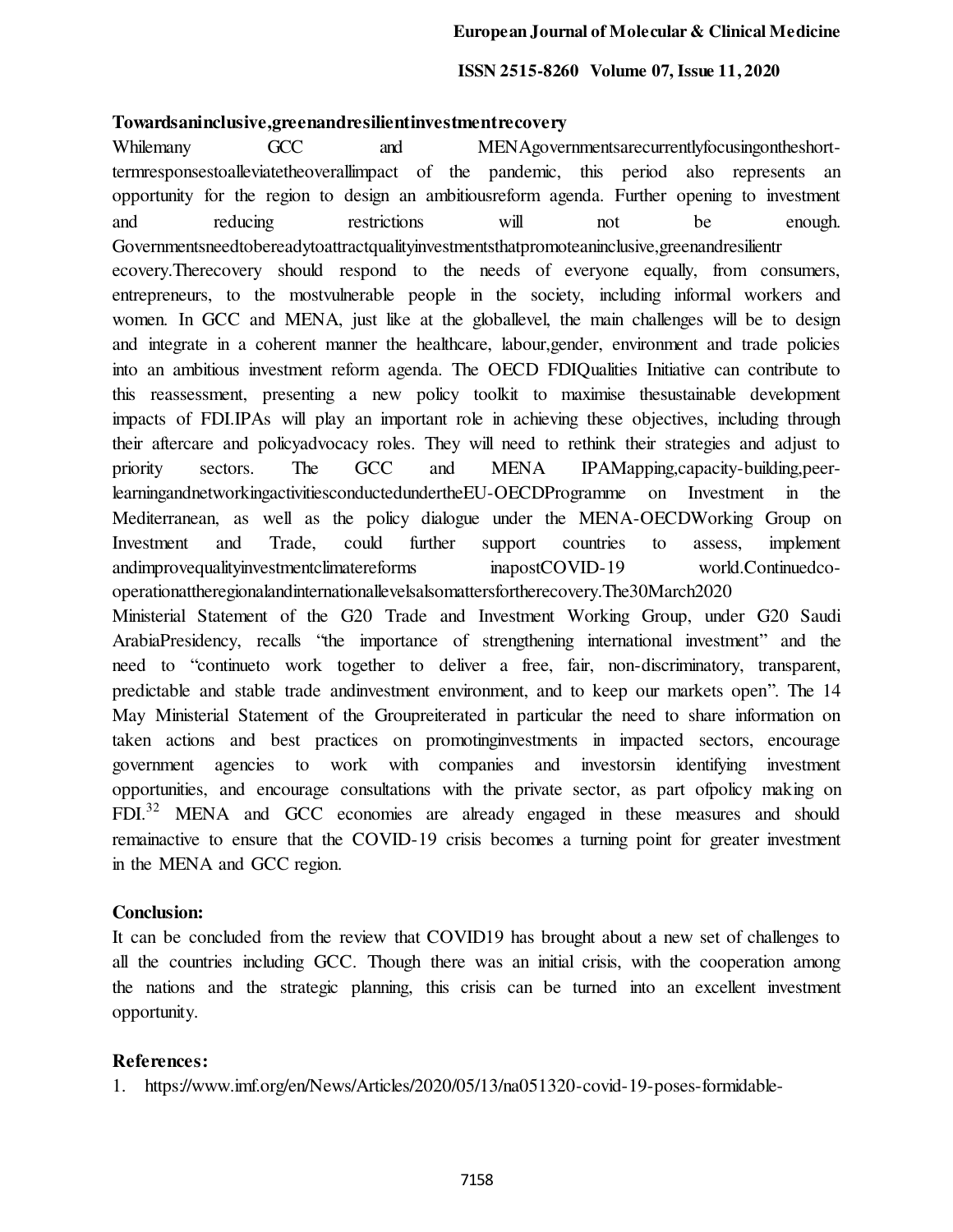**Towards an inclusive, green and resilient investment recovery**

While many GCC and MENA governments are currently focusing on the short-term responses to alleviate the overall impact of the pandemic, this period also represents an opportunity for the region to design an ambitious reform agenda. Further opening to investment and reducing restrictions will not be enough. Governments need to be ready to attract quality investments that promote an inclusive, green and resilient recovery. The recovery should respond to the needs of everyone equally, from consumers, entrepreneurs, to the most vulnerable people in the society, including informal workers and women. In GCC and MENA, just like at the global level, the main challenges will be to design and integrate in a coherent manner the healthcare, labour, gender, environment and trade policies into an ambitious investment reform agenda. The OECD FDI Qualities Initiative can contribute to this reassessment, presenting a new policy toolkit to maximise the sustainable development impacts of FDI. IPAs will play an important role in achieving these objectives, including through their aftercare and policy advocacy roles. They will need to rethink their strategies and adjust to priority sectors. The GCC and MENA IPA Mapping, capacity-building, peer-learning and networking activities conducted under the EU-OECD Programme on Investment in the Mediterranean, as well as the policy dialogue under the MENA-OECD Working Group on Investment and Trade, could further support countries to assess, implement and improve quality investment climate reforms in a post COVID-19 world. Continued co-operation at the regional and international levels also matters for the recovery. The 30 March 2020 Ministerial Statement of the G20 Trade and Investment Working Group, under G20 Saudi Arabia Presidency, recalls "the importance of strengthening international investment" and the need to "continue to work together to deliver a free, fair, non-discriminatory, transparent, predictable and stable trade and investment environment, and to keep our markets open". The 14 May Ministerial Statement of the Group reiterated in particular the need to share information on taken actions and best practices on promoting investments in impacted sectors, encourage government agencies to work with companies and investors in identifying investment opportunities, and encourage consultations with the private sector, as part of policy making on FDI.[32] MENA and GCC economies are already engaged in these measures and should remain active to ensure that the COVID-19 crisis becomes a turning point for greater investment in the MENA and GCC region.

**Conclusion:**

It can be concluded from the review that COVID19 has brought about a new set of challenges to all the countries including GCC. Though there was an initial crisis, with the cooperation among the nations and the strategic planning, this crisis can be turned into an excellent investment opportunity.

**References:**

1. https://www.imf.org/en/News/Articles/2020/05/13/na051320-covid-19-poses-formidable-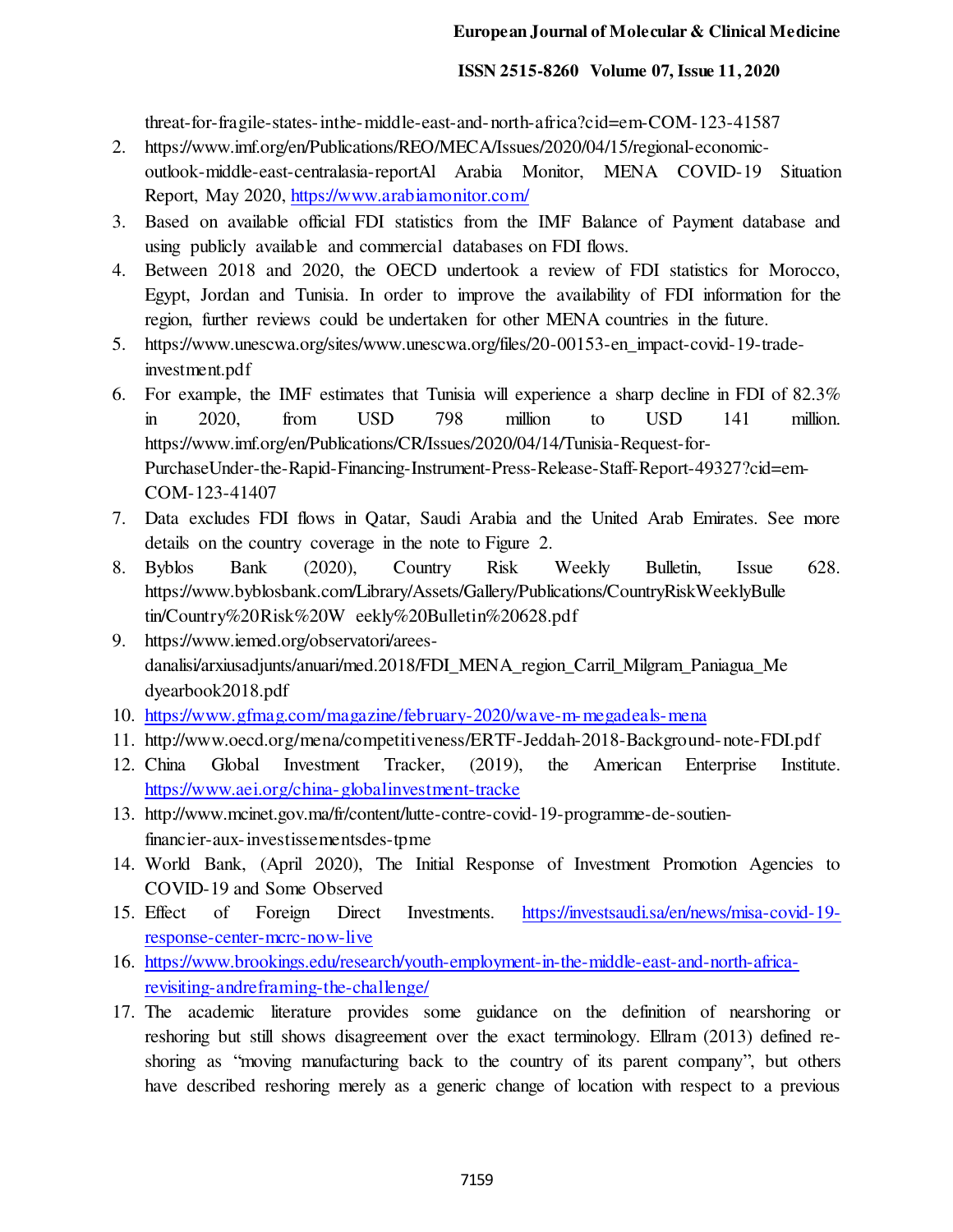threat-for-fragile-states-inthe-middle-east-and-north-africa?cid=em-COM-123-41587

2. https://www.imf.org/en/Publications/REO/MECA/Issues/2020/04/15/regional-economic-outlook-middle-east-centralasia-reportAl Arabia Monitor, MENA COVID-19 Situation Report, May 2020, https://www.arabiamonitor.com/
3. Based on available official FDI statistics from the IMF Balance of Payment database and using publicly available and commercial databases on FDI flows.
4. Between 2018 and 2020, the OECD undertook a review of FDI statistics for Morocco, Egypt, Jordan and Tunisia. In order to improve the availability of FDI information for the region, further reviews could be undertaken for other MENA countries in the future.
5. https://www.unescwa.org/sites/www.unescwa.org/files/20-00153-en_impact-covid-19-trade-investment.pdf
6. For example, the IMF estimates that Tunisia will experience a sharp decline in FDI of 82.3% in 2020, from USD 798 million to USD 141 million. https://www.imf.org/en/Publications/CR/Issues/2020/04/14/Tunisia-Request-for-PurchaseUnder-the-Rapid-Financing-Instrument-Press-Release-Staff-Report-49327?cid=em-COM-123-41407
7. Data excludes FDI flows in Qatar, Saudi Arabia and the United Arab Emirates. See more details on the country coverage in the note to Figure 2.
8. Byblos Bank (2020), Country Risk Weekly Bulletin, Issue 628. https://www.byblosbank.com/Library/Assets/Gallery/Publications/CountryRiskWeeklyBulletin/Country%20Risk%20W eekly%20Bulletin%20628.pdf
9. https://www.iemed.org/observatori/arees-danalisi/arxiusadjunts/anuari/med.2018/FDI_MENA_region_Carril_Milgram_Paniagua_Medyearbook2018.pdf
10. https://www.gfmag.com/magazine/february-2020/wave-m-megadeals-mena
11. http://www.oecd.org/mena/competitiveness/ERTF-Jeddah-2018-Background-note-FDI.pdf
12. China Global Investment Tracker, (2019), the American Enterprise Institute. https://www.aei.org/china-globalinvestment-tracke
13. http://www.mcinet.gov.ma/fr/content/lutte-contre-covid-19-programme-de-soutien-financier-aux-investissementsdes-tpme
14. World Bank, (April 2020), The Initial Response of Investment Promotion Agencies to COVID-19 and Some Observed
15. Effect of Foreign Direct Investments. https://investsaudi.sa/en/news/misa-covid-19-response-center-mcrc-now-live
16. https://www.brookings.edu/research/youth-employment-in-the-middle-east-and-north-africa-revisiting-andreframing-the-challenge/
17. The academic literature provides some guidance on the definition of nearshoring or reshoring but still shows disagreement over the exact terminology. Ellram (2013) defined re-shoring as "moving manufacturing back to the country of its parent company", but others have described reshoring merely as a generic change of location with respect to a previous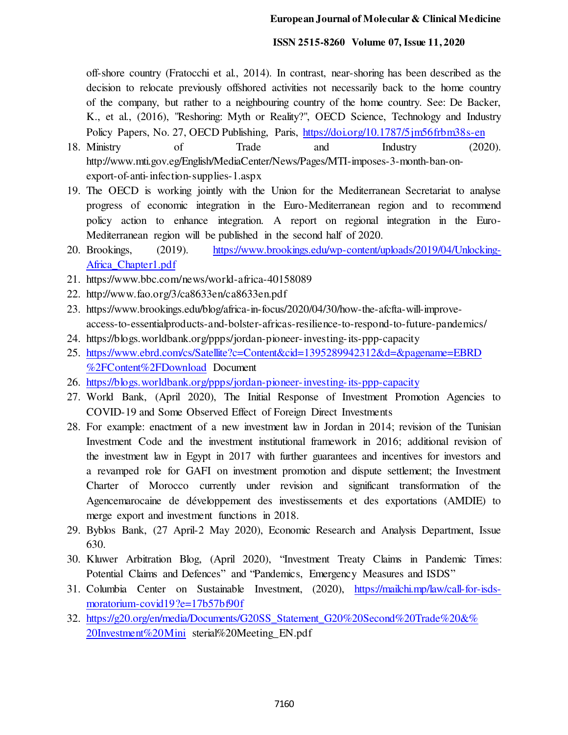off-shore country (Fratocchi et al., 2014). In contrast, near-shoring has been described as the decision to relocate previously offshored activities not necessarily back to the home country of the company, but rather to a neighbouring country of the home country. See: De Backer, K., et al., (2016), "Reshoring: Myth or Reality?", OECD Science, Technology and Industry Policy Papers, No. 27, OECD Publishing, Paris, https://doi.org/10.1787/5jm56frbm38s-en

18. Ministry of Trade and Industry (2020). http://www.mti.gov.eg/English/MediaCenter/News/Pages/MTI-imposes-3-month-ban-on-export-of-anti-infection-supplies-1.aspx
19. The OECD is working jointly with the Union for the Mediterranean Secretariat to analyse progress of economic integration in the Euro-Mediterranean region and to recommend policy action to enhance integration. A report on regional integration in the Euro-Mediterranean region will be published in the second half of 2020.
20. Brookings, (2019). https://www.brookings.edu/wp-content/uploads/2019/04/Unlocking-Africa_Chapter1.pdf
21. https://www.bbc.com/news/world-africa-40158089
22. http://www.fao.org/3/ca8633en/ca8633en.pdf
23. https://www.brookings.edu/blog/africa-in-focus/2020/04/30/how-the-afcfta-will-improve-access-to-essentialproducts-and-bolster-africas-resilience-to-respond-to-future-pandemics/
24. https://blogs.worldbank.org/ppps/jordan-pioneer-investing-its-ppp-capacity
25. https://www.ebrd.com/cs/Satellite?c=Content&cid=1395289942312&d=&pagename=EBRD%2FContent%2FDownload Document
26. https://blogs.worldbank.org/ppps/jordan-pioneer-investing-its-ppp-capacity
27. World Bank, (April 2020), The Initial Response of Investment Promotion Agencies to COVID-19 and Some Observed Effect of Foreign Direct Investments
28. For example: enactment of a new investment law in Jordan in 2014; revision of the Tunisian Investment Code and the investment institutional framework in 2016; additional revision of the investment law in Egypt in 2017 with further guarantees and incentives for investors and a revamped role for GAFI on investment promotion and dispute settlement; the Investment Charter of Morocco currently under revision and significant transformation of the Agencemarocaine de développement des investissements et des exportations (AMDIE) to merge export and investment functions in 2018.
29. Byblos Bank, (27 April-2 May 2020), Economic Research and Analysis Department, Issue 630.
30. Kluwer Arbitration Blog, (April 2020), "Investment Treaty Claims in Pandemic Times: Potential Claims and Defences" and "Pandemics, Emergency Measures and ISDS"
31. Columbia Center on Sustainable Investment, (2020), https://mailchi.mp/law/call-for-isds-moratorium-covid19?e=17b57bf90f
32. https://g20.org/en/media/Documents/G20SS_Statement_G20%20Second%20Trade%20&%20Investment%20Mini sterial%20Meeting_EN.pdf